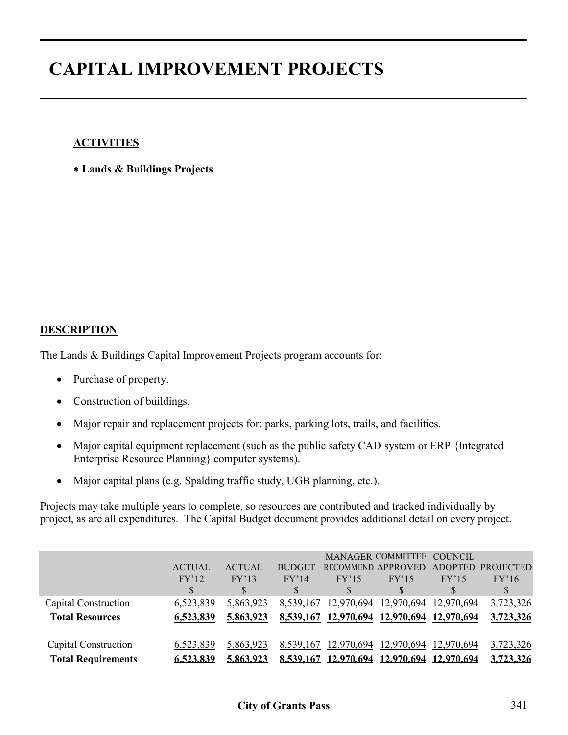# CAPITAL IMPROVEMENT PROJECTS

**ACTIVITIES**

- **Lands & Buildings Projects**

**DESCRIPTION**

The Lands & Buildings Capital Improvement Projects program accounts for:

- Purchase of property.
- Construction of buildings.
- Major repair and replacement projects for: parks, parking lots, trails, and facilities.
- Major capital equipment replacement (such as the public safety CAD system or ERP {Integrated Enterprise Resource Planning} computer systems).
- Major capital plans (e.g. Spalding traffic study, UGB planning, etc.).

Projects may take multiple years to complete, so resources are contributed and tracked individually by project, as are all expenditures. The Capital Budget document provides additional detail on every project.

| | ACTUAL FY'12 $ | ACTUAL FY'13 $ | BUDGET FY'14 $ | MANAGER RECOMMEND FY'15 $ | COMMITTEE APPROVED FY'15 $ | COUNCIL ADOPTED FY'15 $ | PROJECTED FY'16 $ |
|---|---|---|---|---|---|---|---|
| Capital Construction | 6,523,839 | 5,863,923 | 8,539,167 | 12,970,694 | 12,970,694 | 12,970,694 | 3,723,326 |
| **Total Resources** | **6,523,839** | **5,863,923** | **8,539,167** | **12,970,694** | **12,970,694** | **12,970,694** | **3,723,326** |
| | | | | | | | |
| Capital Construction | 6,523,839 | 5,863,923 | 8,539,167 | 12,970,694 | 12,970,694 | 12,970,694 | 3,723,326 |
| **Total Requirements** | **6,523,839** | **5,863,923** | **8,539,167** | **12,970,694** | **12,970,694** | **12,970,694** | **3,723,326** |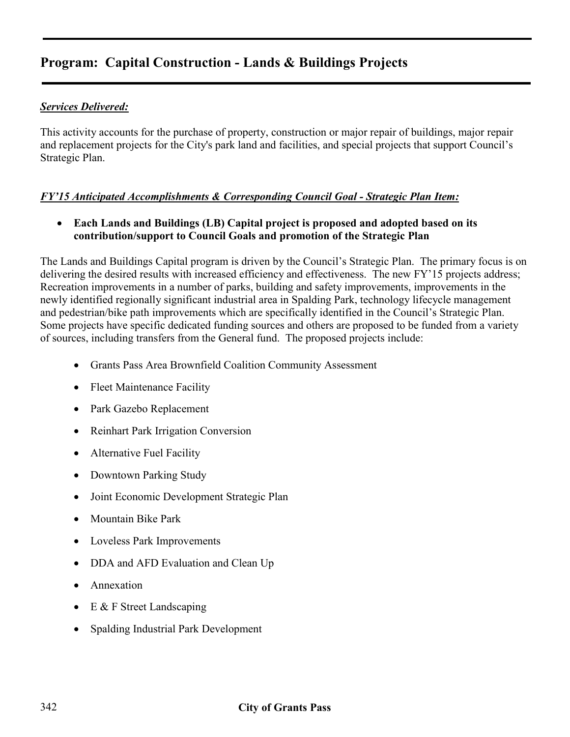# Program: Capital Construction - Lands & Buildings Projects

***Services Delivered:***

This activity accounts for the purchase of property, construction or major repair of buildings, major repair and replacement projects for the City's park land and facilities, and special projects that support Council's Strategic Plan.

***FY'15 Anticipated Accomplishments & Corresponding Council Goal - Strategic Plan Item:***

- **Each Lands and Buildings (LB) Capital project is proposed and adopted based on its contribution/support to Council Goals and promotion of the Strategic Plan**

The Lands and Buildings Capital program is driven by the Council's Strategic Plan. The primary focus is on delivering the desired results with increased efficiency and effectiveness. The new FY'15 projects address; Recreation improvements in a number of parks, building and safety improvements, improvements in the newly identified regionally significant industrial area in Spalding Park, technology lifecycle management and pedestrian/bike path improvements which are specifically identified in the Council's Strategic Plan. Some projects have specific dedicated funding sources and others are proposed to be funded from a variety of sources, including transfers from the General fund. The proposed projects include:

- Grants Pass Area Brownfield Coalition Community Assessment
- Fleet Maintenance Facility
- Park Gazebo Replacement
- Reinhart Park Irrigation Conversion
- Alternative Fuel Facility
- Downtown Parking Study
- Joint Economic Development Strategic Plan
- Mountain Bike Park
- Loveless Park Improvements
- DDA and AFD Evaluation and Clean Up
- Annexation
- E & F Street Landscaping
- Spalding Industrial Park Development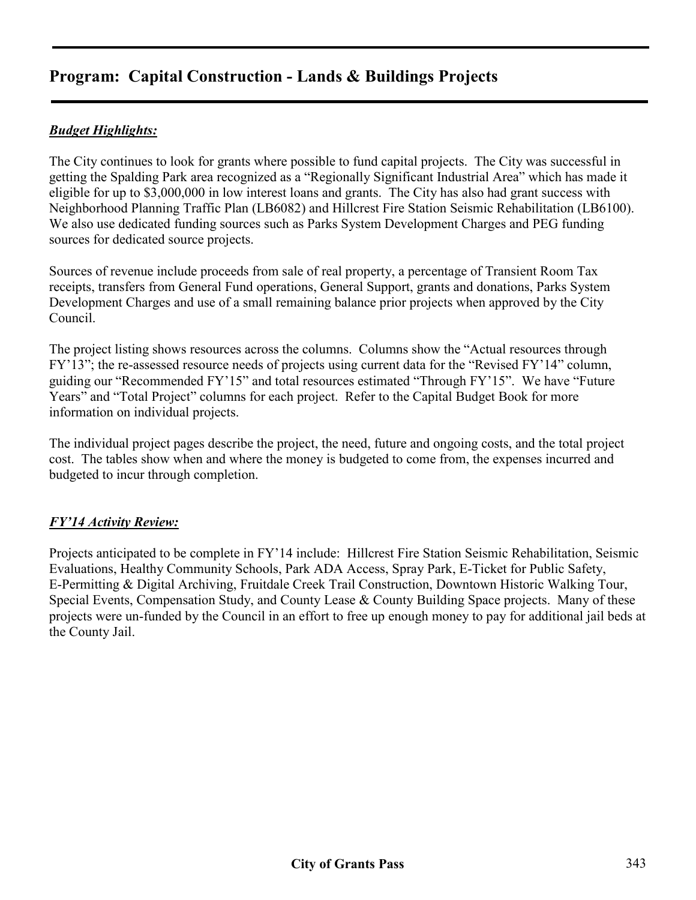# Program: Capital Construction - Lands & Buildings Projects

***Budget Highlights:***

The City continues to look for grants where possible to fund capital projects. The City was successful in getting the Spalding Park area recognized as a "Regionally Significant Industrial Area" which has made it eligible for up to $3,000,000 in low interest loans and grants. The City has also had grant success with Neighborhood Planning Traffic Plan (LB6082) and Hillcrest Fire Station Seismic Rehabilitation (LB6100). We also use dedicated funding sources such as Parks System Development Charges and PEG funding sources for dedicated source projects.

Sources of revenue include proceeds from sale of real property, a percentage of Transient Room Tax receipts, transfers from General Fund operations, General Support, grants and donations, Parks System Development Charges and use of a small remaining balance prior projects when approved by the City Council.

The project listing shows resources across the columns. Columns show the "Actual resources through FY'13"; the re-assessed resource needs of projects using current data for the "Revised FY'14" column, guiding our "Recommended FY'15" and total resources estimated "Through FY'15". We have "Future Years" and "Total Project" columns for each project. Refer to the Capital Budget Book for more information on individual projects.

The individual project pages describe the project, the need, future and ongoing costs, and the total project cost. The tables show when and where the money is budgeted to come from, the expenses incurred and budgeted to incur through completion.

***FY'14 Activity Review:***

Projects anticipated to be complete in FY'14 include: Hillcrest Fire Station Seismic Rehabilitation, Seismic Evaluations, Healthy Community Schools, Park ADA Access, Spray Park, E-Ticket for Public Safety, E-Permitting & Digital Archiving, Fruitdale Creek Trail Construction, Downtown Historic Walking Tour, Special Events, Compensation Study, and County Lease & County Building Space projects. Many of these projects were un-funded by the Council in an effort to free up enough money to pay for additional jail beds at the County Jail.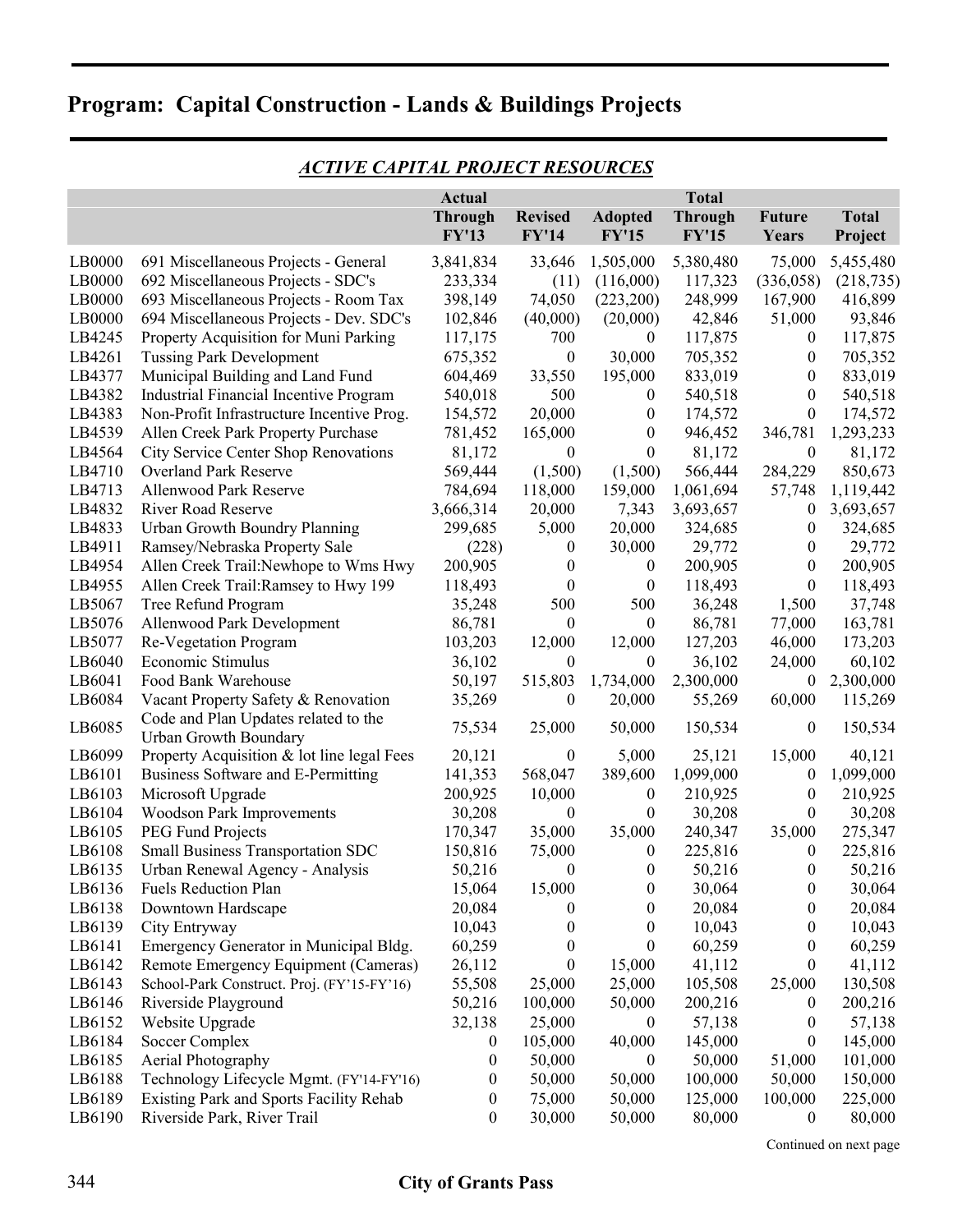# Program: Capital Construction - Lands & Buildings Projects

## *ACTIVE CAPITAL PROJECT RESOURCES*

| | | Actual Through FY'13 | Revised FY'14 | Adopted FY'15 | Total Through FY'15 | Future Years | Total Project |
|---|---|---|---|---|---|---|---|
| LB0000 | 691 Miscellaneous Projects - General | 3,841,834 | 33,646 | 1,505,000 | 5,380,480 | 75,000 | 5,455,480 |
| LB0000 | 692 Miscellaneous Projects - SDC's | 233,334 | (11) | (116,000) | 117,323 | (336,058) | (218,735) |
| LB0000 | 693 Miscellaneous Projects - Room Tax | 398,149 | 74,050 | (223,200) | 248,999 | 167,900 | 416,899 |
| LB0000 | 694 Miscellaneous Projects - Dev. SDC's | 102,846 | (40,000) | (20,000) | 42,846 | 51,000 | 93,846 |
| LB4245 | Property Acquisition for Muni Parking | 117,175 | 700 | 0 | 117,875 | 0 | 117,875 |
| LB4261 | Tussing Park Development | 675,352 | 0 | 30,000 | 705,352 | 0 | 705,352 |
| LB4377 | Municipal Building and Land Fund | 604,469 | 33,550 | 195,000 | 833,019 | 0 | 833,019 |
| LB4382 | Industrial Financial Incentive Program | 540,018 | 500 | 0 | 540,518 | 0 | 540,518 |
| LB4383 | Non-Profit Infrastructure Incentive Prog. | 154,572 | 20,000 | 0 | 174,572 | 0 | 174,572 |
| LB4539 | Allen Creek Park Property Purchase | 781,452 | 165,000 | 0 | 946,452 | 346,781 | 1,293,233 |
| LB4564 | City Service Center Shop Renovations | 81,172 | 0 | 0 | 81,172 | 0 | 81,172 |
| LB4710 | Overland Park Reserve | 569,444 | (1,500) | (1,500) | 566,444 | 284,229 | 850,673 |
| LB4713 | Allenwood Park Reserve | 784,694 | 118,000 | 159,000 | 1,061,694 | 57,748 | 1,119,442 |
| LB4832 | River Road Reserve | 3,666,314 | 20,000 | 7,343 | 3,693,657 | 0 | 3,693,657 |
| LB4833 | Urban Growth Boundry Planning | 299,685 | 5,000 | 20,000 | 324,685 | 0 | 324,685 |
| LB4911 | Ramsey/Nebraska Property Sale | (228) | 0 | 30,000 | 29,772 | 0 | 29,772 |
| LB4954 | Allen Creek Trail:Newhope to Wms Hwy | 200,905 | 0 | 0 | 200,905 | 0 | 200,905 |
| LB4955 | Allen Creek Trail:Ramsey to Hwy 199 | 118,493 | 0 | 0 | 118,493 | 0 | 118,493 |
| LB5067 | Tree Refund Program | 35,248 | 500 | 500 | 36,248 | 1,500 | 37,748 |
| LB5076 | Allenwood Park Development | 86,781 | 0 | 0 | 86,781 | 77,000 | 163,781 |
| LB5077 | Re-Vegetation Program | 103,203 | 12,000 | 12,000 | 127,203 | 46,000 | 173,203 |
| LB6040 | Economic Stimulus | 36,102 | 0 | 0 | 36,102 | 24,000 | 60,102 |
| LB6041 | Food Bank Warehouse | 50,197 | 515,803 | 1,734,000 | 2,300,000 | 0 | 2,300,000 |
| LB6084 | Vacant Property Safety & Renovation | 35,269 | 0 | 20,000 | 55,269 | 60,000 | 115,269 |
| LB6085 | Code and Plan Updates related to the Urban Growth Boundary | 75,534 | 25,000 | 50,000 | 150,534 | 0 | 150,534 |
| LB6099 | Property Acquisition & lot line legal Fees | 20,121 | 0 | 5,000 | 25,121 | 15,000 | 40,121 |
| LB6101 | Business Software and E-Permitting | 141,353 | 568,047 | 389,600 | 1,099,000 | 0 | 1,099,000 |
| LB6103 | Microsoft Upgrade | 200,925 | 10,000 | 0 | 210,925 | 0 | 210,925 |
| LB6104 | Woodson Park Improvements | 30,208 | 0 | 0 | 30,208 | 0 | 30,208 |
| LB6105 | PEG Fund Projects | 170,347 | 35,000 | 35,000 | 240,347 | 35,000 | 275,347 |
| LB6108 | Small Business Transportation SDC | 150,816 | 75,000 | 0 | 225,816 | 0 | 225,816 |
| LB6135 | Urban Renewal Agency - Analysis | 50,216 | 0 | 0 | 50,216 | 0 | 50,216 |
| LB6136 | Fuels Reduction Plan | 15,064 | 15,000 | 0 | 30,064 | 0 | 30,064 |
| LB6138 | Downtown Hardscape | 20,084 | 0 | 0 | 20,084 | 0 | 20,084 |
| LB6139 | City Entryway | 10,043 | 0 | 0 | 10,043 | 0 | 10,043 |
| LB6141 | Emergency Generator in Municipal Bldg. | 60,259 | 0 | 0 | 60,259 | 0 | 60,259 |
| LB6142 | Remote Emergency Equipment (Cameras) | 26,112 | 0 | 15,000 | 41,112 | 0 | 41,112 |
| LB6143 | School-Park Construct. Proj. (FY'15-FY'16) | 55,508 | 25,000 | 25,000 | 105,508 | 25,000 | 130,508 |
| LB6146 | Riverside Playground | 50,216 | 100,000 | 50,000 | 200,216 | 0 | 200,216 |
| LB6152 | Website Upgrade | 32,138 | 25,000 | 0 | 57,138 | 0 | 57,138 |
| LB6184 | Soccer Complex | 0 | 105,000 | 40,000 | 145,000 | 0 | 145,000 |
| LB6185 | Aerial Photography | 0 | 50,000 | 0 | 50,000 | 51,000 | 101,000 |
| LB6188 | Technology Lifecycle Mgmt. (FY'14-FY'16) | 0 | 50,000 | 50,000 | 100,000 | 50,000 | 150,000 |
| LB6189 | Existing Park and Sports Facility Rehab | 0 | 75,000 | 50,000 | 125,000 | 100,000 | 225,000 |
| LB6190 | Riverside Park, River Trail | 0 | 30,000 | 50,000 | 80,000 | 0 | 80,000 |

Continued on next page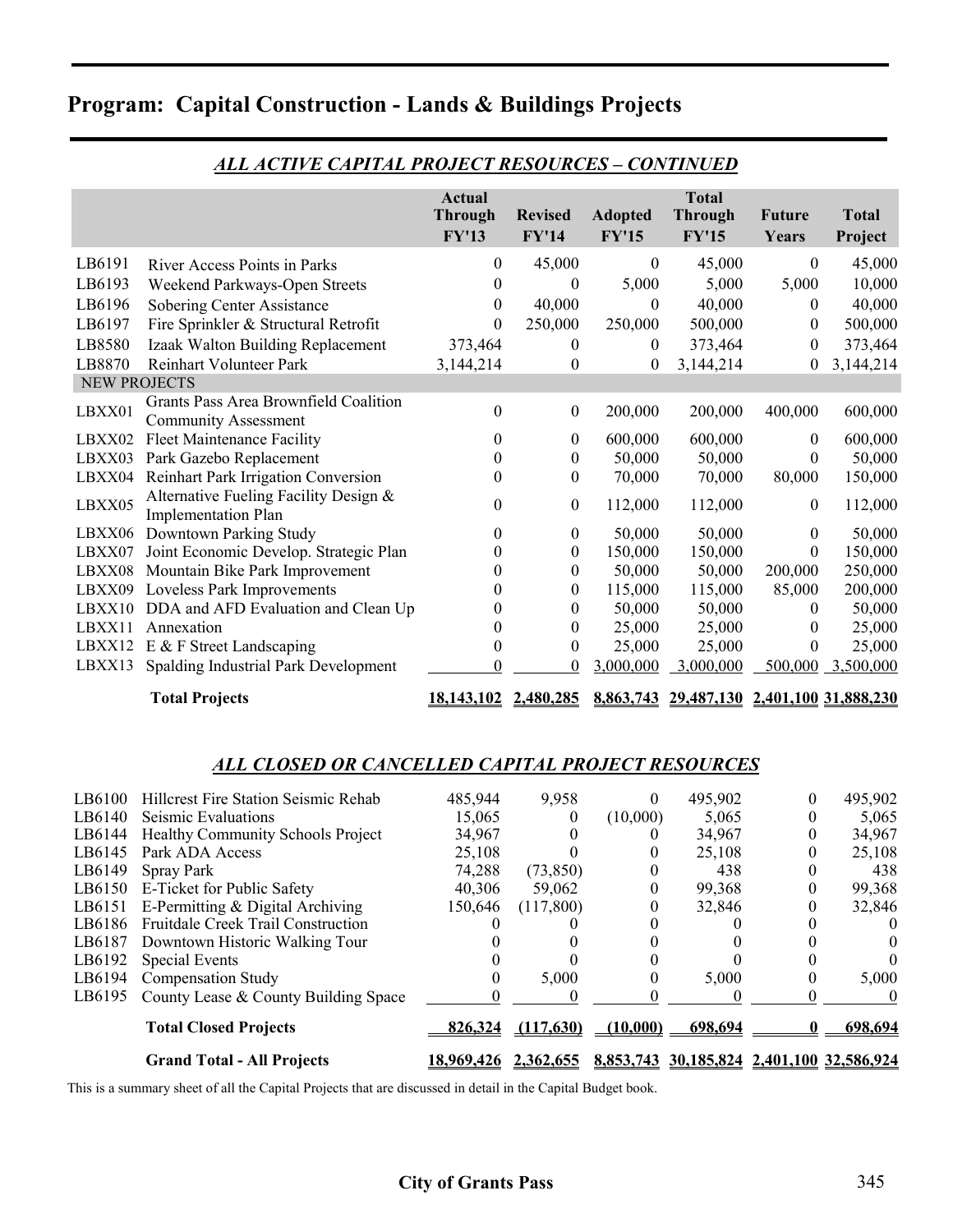# Program: Capital Construction - Lands & Buildings Projects

## *ALL ACTIVE CAPITAL PROJECT RESOURCES – CONTINUED*

| | | Actual Through FY'13 | Revised FY'14 | Adopted FY'15 | Total Through FY'15 | Future Years | Total Project |
|---|---|---|---|---|---|---|---|
| LB6191 | River Access Points in Parks | 0 | 45,000 | 0 | 45,000 | 0 | 45,000 |
| LB6193 | Weekend Parkways-Open Streets | 0 | 0 | 5,000 | 5,000 | 5,000 | 10,000 |
| LB6196 | Sobering Center Assistance | 0 | 40,000 | 0 | 40,000 | 0 | 40,000 |
| LB6197 | Fire Sprinkler & Structural Retrofit | 0 | 250,000 | 250,000 | 500,000 | 0 | 500,000 |
| LB8580 | Izaak Walton Building Replacement | 373,464 | 0 | 0 | 373,464 | 0 | 373,464 |
| LB8870 | Reinhart Volunteer Park | 3,144,214 | 0 | 0 | 3,144,214 | 0 | 3,144,214 |
| NEW PROJECTS | | | | | | | |
| LBXX01 | Grants Pass Area Brownfield Coalition Community Assessment | 0 | 0 | 200,000 | 200,000 | 400,000 | 600,000 |
| LBXX02 | Fleet Maintenance Facility | 0 | 0 | 600,000 | 600,000 | 0 | 600,000 |
| LBXX03 | Park Gazebo Replacement | 0 | 0 | 50,000 | 50,000 | 0 | 50,000 |
| LBXX04 | Reinhart Park Irrigation Conversion | 0 | 0 | 70,000 | 70,000 | 80,000 | 150,000 |
| LBXX05 | Alternative Fueling Facility Design & Implementation Plan | 0 | 0 | 112,000 | 112,000 | 0 | 112,000 |
| LBXX06 | Downtown Parking Study | 0 | 0 | 50,000 | 50,000 | 0 | 50,000 |
| LBXX07 | Joint Economic Develop. Strategic Plan | 0 | 0 | 150,000 | 150,000 | 0 | 150,000 |
| LBXX08 | Mountain Bike Park Improvement | 0 | 0 | 50,000 | 50,000 | 200,000 | 250,000 |
| LBXX09 | Loveless Park Improvements | 0 | 0 | 115,000 | 115,000 | 85,000 | 200,000 |
| LBXX10 | DDA and AFD Evaluation and Clean Up | 0 | 0 | 50,000 | 50,000 | 0 | 50,000 |
| LBXX11 | Annexation | 0 | 0 | 25,000 | 25,000 | 0 | 25,000 |
| LBXX12 | E & F Street Landscaping | 0 | 0 | 25,000 | 25,000 | 0 | 25,000 |
| LBXX13 | Spalding Industrial Park Development | 0 | 0 | 3,000,000 | 3,000,000 | 500,000 | 3,500,000 |
| | **Total Projects** | **18,143,102** | **2,480,285** | **8,863,743** | **29,487,130** | **2,401,100** | **31,888,230** |

## *ALL CLOSED OR CANCELLED CAPITAL PROJECT RESOURCES*

| | | Actual Through FY'13 | Revised FY'14 | Adopted FY'15 | Total Through FY'15 | Future Years | Total Project |
|---|---|---|---|---|---|---|---|
| LB6100 | Hillcrest Fire Station Seismic Rehab | 485,944 | 9,958 | 0 | 495,902 | 0 | 495,902 |
| LB6140 | Seismic Evaluations | 15,065 | 0 | (10,000) | 5,065 | 0 | 5,065 |
| LB6144 | Healthy Community Schools Project | 34,967 | 0 | 0 | 34,967 | 0 | 34,967 |
| LB6145 | Park ADA Access | 25,108 | 0 | 0 | 25,108 | 0 | 25,108 |
| LB6149 | Spray Park | 74,288 | (73,850) | 0 | 438 | 0 | 438 |
| LB6150 | E-Ticket for Public Safety | 40,306 | 59,062 | 0 | 99,368 | 0 | 99,368 |
| LB6151 | E-Permitting & Digital Archiving | 150,646 | (117,800) | 0 | 32,846 | 0 | 32,846 |
| LB6186 | Fruitdale Creek Trail Construction | 0 | 0 | 0 | 0 | 0 | 0 |
| LB6187 | Downtown Historic Walking Tour | 0 | 0 | 0 | 0 | 0 | 0 |
| LB6192 | Special Events | 0 | 0 | 0 | 0 | 0 | 0 |
| LB6194 | Compensation Study | 0 | 5,000 | 0 | 5,000 | 0 | 5,000 |
| LB6195 | County Lease & County Building Space | 0 | 0 | 0 | 0 | 0 | 0 |
| | **Total Closed Projects** | **826,324** | **(117,630)** | **(10,000)** | **698,694** | **0** | **698,694** |
| | **Grand Total - All Projects** | **18,969,426** | **2,362,655** | **8,853,743** | **30,185,824** | **2,401,100** | **32,586,924** |

This is a summary sheet of all the Capital Projects that are discussed in detail in the Capital Budget book.

**City of Grants Pass**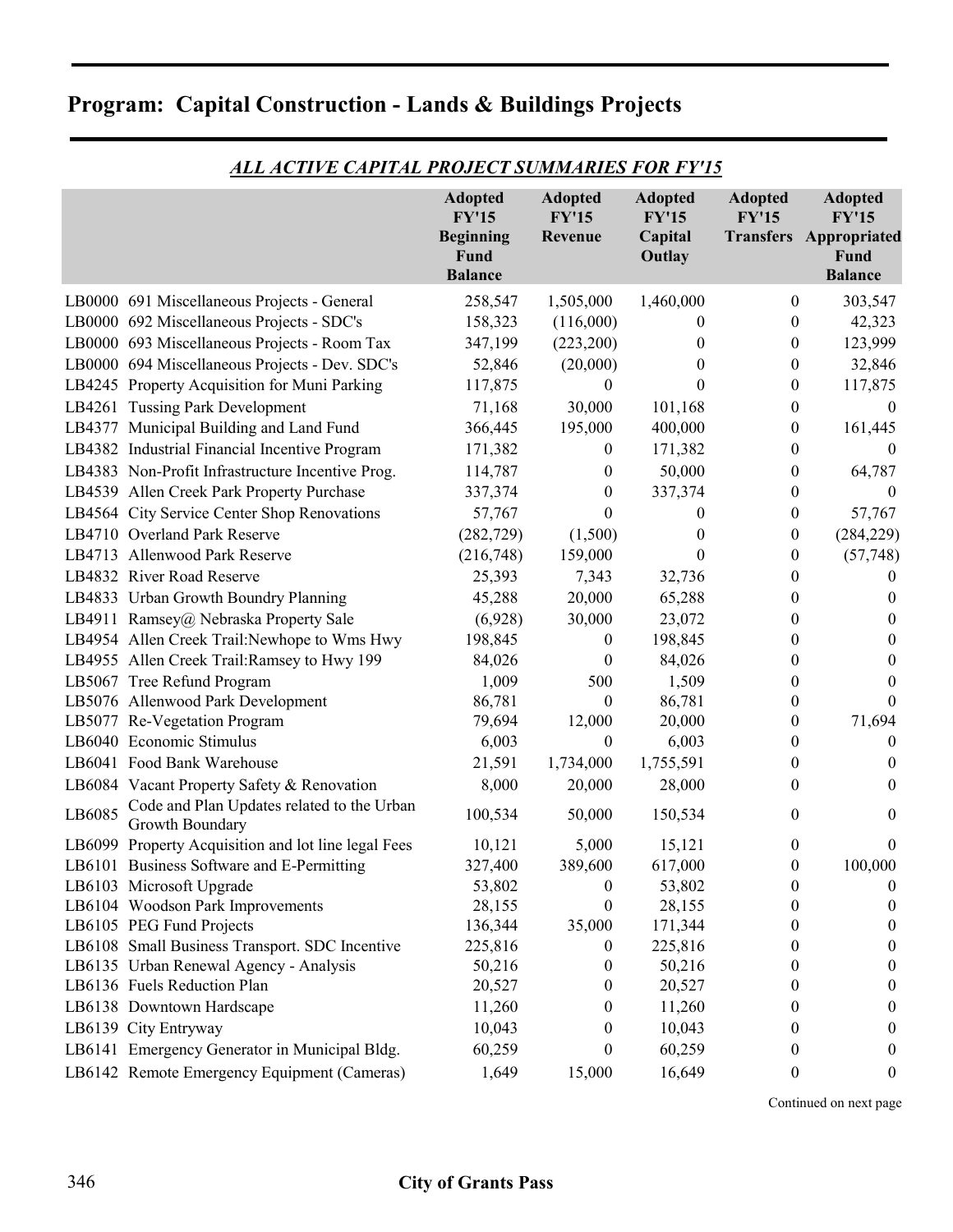## Program: Capital Construction - Lands & Buildings Projects

### *ALL ACTIVE CAPITAL PROJECT SUMMARIES FOR FY'15*

| | Adopted FY'15 Beginning Fund Balance | Adopted FY'15 Revenue | Adopted FY'15 Capital Outlay | Adopted FY'15 Transfers | Adopted FY'15 Appropriated Fund Balance |
|---|---|---|---|---|---|
| LB0000 691 Miscellaneous Projects - General | 258,547 | 1,505,000 | 1,460,000 | 0 | 303,547 |
| LB0000 692 Miscellaneous Projects - SDC's | 158,323 | (116,000) | 0 | 0 | 42,323 |
| LB0000 693 Miscellaneous Projects - Room Tax | 347,199 | (223,200) | 0 | 0 | 123,999 |
| LB0000 694 Miscellaneous Projects - Dev. SDC's | 52,846 | (20,000) | 0 | 0 | 32,846 |
| LB4245 Property Acquisition for Muni Parking | 117,875 | 0 | 0 | 0 | 117,875 |
| LB4261 Tussing Park Development | 71,168 | 30,000 | 101,168 | 0 | 0 |
| LB4377 Municipal Building and Land Fund | 366,445 | 195,000 | 400,000 | 0 | 161,445 |
| LB4382 Industrial Financial Incentive Program | 171,382 | 0 | 171,382 | 0 | 0 |
| LB4383 Non-Profit Infrastructure Incentive Prog. | 114,787 | 0 | 50,000 | 0 | 64,787 |
| LB4539 Allen Creek Park Property Purchase | 337,374 | 0 | 337,374 | 0 | 0 |
| LB4564 City Service Center Shop Renovations | 57,767 | 0 | 0 | 0 | 57,767 |
| LB4710 Overland Park Reserve | (282,729) | (1,500) | 0 | 0 | (284,229) |
| LB4713 Allenwood Park Reserve | (216,748) | 159,000 | 0 | 0 | (57,748) |
| LB4832 River Road Reserve | 25,393 | 7,343 | 32,736 | 0 | 0 |
| LB4833 Urban Growth Boundry Planning | 45,288 | 20,000 | 65,288 | 0 | 0 |
| LB4911 Ramsey@ Nebraska Property Sale | (6,928) | 30,000 | 23,072 | 0 | 0 |
| LB4954 Allen Creek Trail:Newhope to Wms Hwy | 198,845 | 0 | 198,845 | 0 | 0 |
| LB4955 Allen Creek Trail:Ramsey to Hwy 199 | 84,026 | 0 | 84,026 | 0 | 0 |
| LB5067 Tree Refund Program | 1,009 | 500 | 1,509 | 0 | 0 |
| LB5076 Allenwood Park Development | 86,781 | 0 | 86,781 | 0 | 0 |
| LB5077 Re-Vegetation Program | 79,694 | 12,000 | 20,000 | 0 | 71,694 |
| LB6040 Economic Stimulus | 6,003 | 0 | 6,003 | 0 | 0 |
| LB6041 Food Bank Warehouse | 21,591 | 1,734,000 | 1,755,591 | 0 | 0 |
| LB6084 Vacant Property Safety & Renovation | 8,000 | 20,000 | 28,000 | 0 | 0 |
| LB6085 Code and Plan Updates related to the Urban Growth Boundary | 100,534 | 50,000 | 150,534 | 0 | 0 |
| LB6099 Property Acquisition and lot line legal Fees | 10,121 | 5,000 | 15,121 | 0 | 0 |
| LB6101 Business Software and E-Permitting | 327,400 | 389,600 | 617,000 | 0 | 100,000 |
| LB6103 Microsoft Upgrade | 53,802 | 0 | 53,802 | 0 | 0 |
| LB6104 Woodson Park Improvements | 28,155 | 0 | 28,155 | 0 | 0 |
| LB6105 PEG Fund Projects | 136,344 | 35,000 | 171,344 | 0 | 0 |
| LB6108 Small Business Transport. SDC Incentive | 225,816 | 0 | 225,816 | 0 | 0 |
| LB6135 Urban Renewal Agency - Analysis | 50,216 | 0 | 50,216 | 0 | 0 |
| LB6136 Fuels Reduction Plan | 20,527 | 0 | 20,527 | 0 | 0 |
| LB6138 Downtown Hardscape | 11,260 | 0 | 11,260 | 0 | 0 |
| LB6139 City Entryway | 10,043 | 0 | 10,043 | 0 | 0 |
| LB6141 Emergency Generator in Municipal Bldg. | 60,259 | 0 | 60,259 | 0 | 0 |
| LB6142 Remote Emergency Equipment (Cameras) | 1,649 | 15,000 | 16,649 | 0 | 0 |

Continued on next page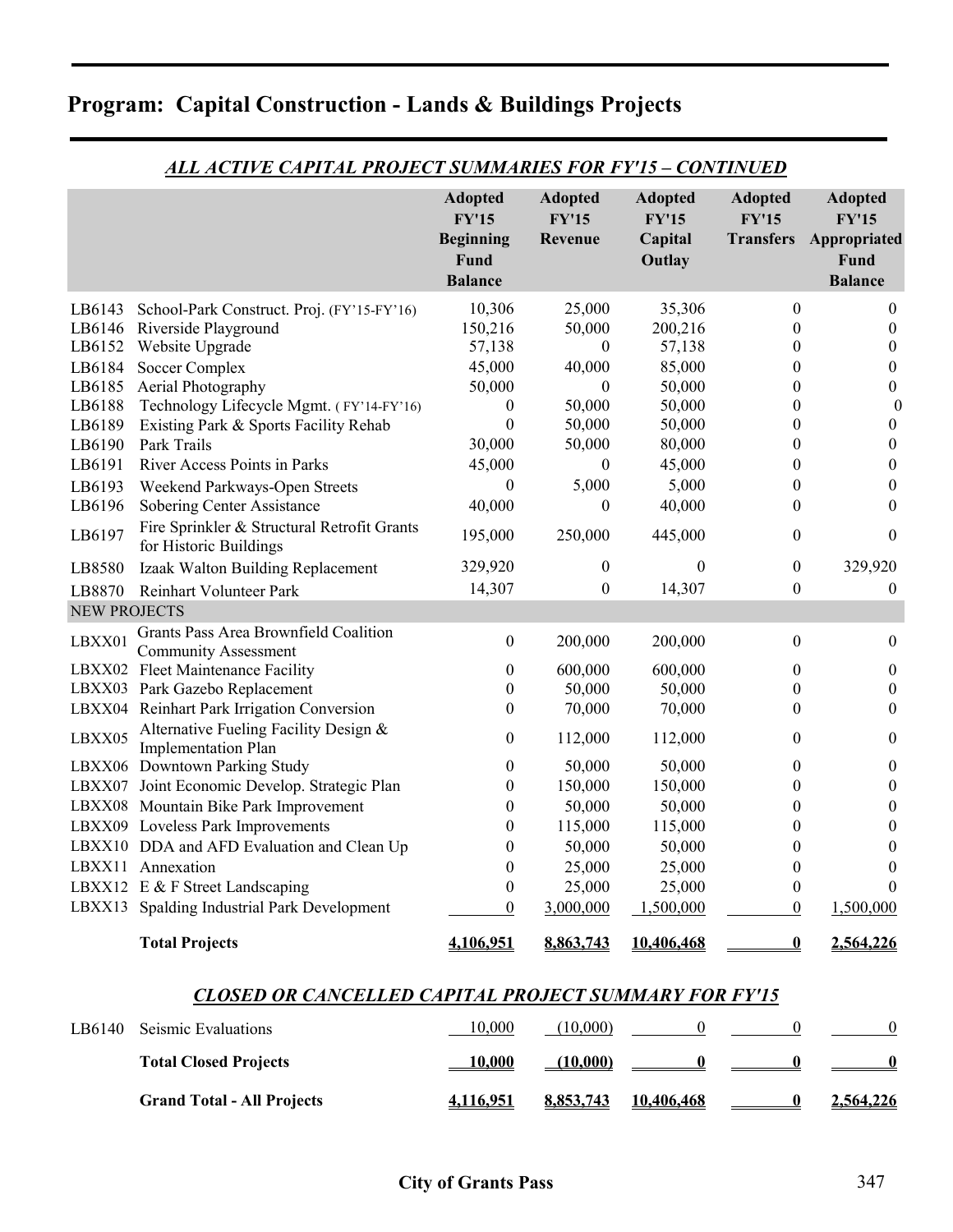## Program: Capital Construction - Lands & Buildings Projects

### *ALL ACTIVE CAPITAL PROJECT SUMMARIES FOR FY'15 – CONTINUED*

| | | Adopted FY'15 Beginning Fund Balance | Adopted FY'15 Revenue | Adopted FY'15 Capital Outlay | Adopted FY'15 Transfers | Adopted FY'15 Appropriated Fund Balance |
|---|---|---|---|---|---|---|
| LB6143 | School-Park Construct. Proj. (FY'15-FY'16) | 10,306 | 25,000 | 35,306 | 0 | 0 |
| LB6146 | Riverside Playground | 150,216 | 50,000 | 200,216 | 0 | 0 |
| LB6152 | Website Upgrade | 57,138 | 0 | 57,138 | 0 | 0 |
| LB6184 | Soccer Complex | 45,000 | 40,000 | 85,000 | 0 | 0 |
| LB6185 | Aerial Photography | 50,000 | 0 | 50,000 | 0 | 0 |
| LB6188 | Technology Lifecycle Mgmt. ( FY'14-FY'16) | 0 | 50,000 | 50,000 | 0 | 0 |
| LB6189 | Existing Park & Sports Facility Rehab | 0 | 50,000 | 50,000 | 0 | 0 |
| LB6190 | Park Trails | 30,000 | 50,000 | 80,000 | 0 | 0 |
| LB6191 | River Access Points in Parks | 45,000 | 0 | 45,000 | 0 | 0 |
| LB6193 | Weekend Parkways-Open Streets | 0 | 5,000 | 5,000 | 0 | 0 |
| LB6196 | Sobering Center Assistance | 40,000 | 0 | 40,000 | 0 | 0 |
| LB6197 | Fire Sprinkler & Structural Retrofit Grants for Historic Buildings | 195,000 | 250,000 | 445,000 | 0 | 0 |
| LB8580 | Izaak Walton Building Replacement | 329,920 | 0 | 0 | 0 | 329,920 |
| LB8870 | Reinhart Volunteer Park | 14,307 | 0 | 14,307 | 0 | 0 |
| NEW PROJECTS | | | | | | |
| LBXX01 | Grants Pass Area Brownfield Coalition Community Assessment | 0 | 200,000 | 200,000 | 0 | 0 |
| LBXX02 | Fleet Maintenance Facility | 0 | 600,000 | 600,000 | 0 | 0 |
| LBXX03 | Park Gazebo Replacement | 0 | 50,000 | 50,000 | 0 | 0 |
| LBXX04 | Reinhart Park Irrigation Conversion | 0 | 70,000 | 70,000 | 0 | 0 |
| LBXX05 | Alternative Fueling Facility Design & Implementation Plan | 0 | 112,000 | 112,000 | 0 | 0 |
| LBXX06 | Downtown Parking Study | 0 | 50,000 | 50,000 | 0 | 0 |
| LBXX07 | Joint Economic Develop. Strategic Plan | 0 | 150,000 | 150,000 | 0 | 0 |
| LBXX08 | Mountain Bike Park Improvement | 0 | 50,000 | 50,000 | 0 | 0 |
| LBXX09 | Loveless Park Improvements | 0 | 115,000 | 115,000 | 0 | 0 |
| LBXX10 | DDA and AFD Evaluation and Clean Up | 0 | 50,000 | 50,000 | 0 | 0 |
| LBXX11 | Annexation | 0 | 25,000 | 25,000 | 0 | 0 |
| LBXX12 | E & F Street Landscaping | 0 | 25,000 | 25,000 | 0 | 0 |
| LBXX13 | Spalding Industrial Park Development | 0 | 3,000,000 | 1,500,000 | 0 | 1,500,000 |
| | **Total Projects** | **4,106,951** | **8,863,743** | **10,406,468** | **0** | **2,564,226** |

### *CLOSED OR CANCELLED CAPITAL PROJECT SUMMARY FOR FY'15*

| | | | | | | |
|---|---|---|---|---|---|---|
| LB6140 | Seismic Evaluations | 10,000 | (10,000) | 0 | 0 | 0 |
| | **Total Closed Projects** | **10,000** | **(10,000)** | **0** | **0** | **0** |
| | **Grand Total - All Projects** | **4,116,951** | **8,853,743** | **10,406,468** | **0** | **2,564,226** |

**City of Grants Pass**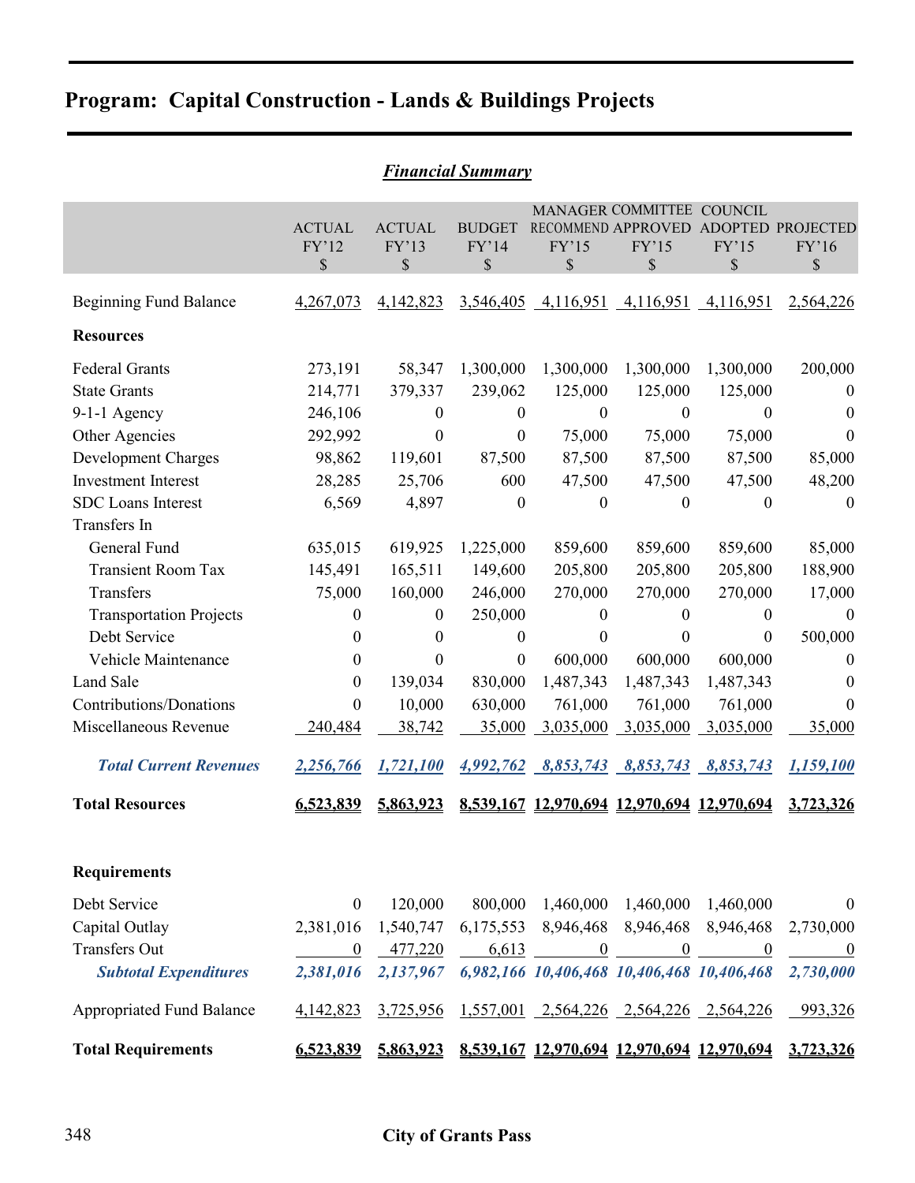# Program: Capital Construction - Lands & Buildings Projects

## *Financial Summary*

| | ACTUAL FY'12 $ | ACTUAL FY'13 $ | BUDGET FY'14 $ | MANAGER RECOMMEND FY'15 $ | COMMITTEE APPROVED FY'15 $ | COUNCIL ADOPTED FY'15 $ | PROJECTED FY'16 $ |
|---|---|---|---|---|---|---|---|
| Beginning Fund Balance | 4,267,073 | 4,142,823 | 3,546,405 | 4,116,951 | 4,116,951 | 4,116,951 | 2,564,226 |
| **Resources** | | | | | | | |
| Federal Grants | 273,191 | 58,347 | 1,300,000 | 1,300,000 | 1,300,000 | 1,300,000 | 200,000 |
| State Grants | 214,771 | 379,337 | 239,062 | 125,000 | 125,000 | 125,000 | 0 |
| 9-1-1 Agency | 246,106 | 0 | 0 | 0 | 0 | 0 | 0 |
| Other Agencies | 292,992 | 0 | 0 | 75,000 | 75,000 | 75,000 | 0 |
| Development Charges | 98,862 | 119,601 | 87,500 | 87,500 | 87,500 | 87,500 | 85,000 |
| Investment Interest | 28,285 | 25,706 | 600 | 47,500 | 47,500 | 47,500 | 48,200 |
| SDC Loans Interest | 6,569 | 4,897 | 0 | 0 | 0 | 0 | 0 |
| Transfers In | | | | | | | |
| General Fund | 635,015 | 619,925 | 1,225,000 | 859,600 | 859,600 | 859,600 | 85,000 |
| Transient Room Tax | 145,491 | 165,511 | 149,600 | 205,800 | 205,800 | 205,800 | 188,900 |
| Transfers | 75,000 | 160,000 | 246,000 | 270,000 | 270,000 | 270,000 | 17,000 |
| Transportation Projects | 0 | 0 | 250,000 | 0 | 0 | 0 | 0 |
| Debt Service | 0 | 0 | 0 | 0 | 0 | 0 | 500,000 |
| Vehicle Maintenance | 0 | 0 | 0 | 600,000 | 600,000 | 600,000 | 0 |
| Land Sale | 0 | 139,034 | 830,000 | 1,487,343 | 1,487,343 | 1,487,343 | 0 |
| Contributions/Donations | 0 | 10,000 | 630,000 | 761,000 | 761,000 | 761,000 | 0 |
| Miscellaneous Revenue | 240,484 | 38,742 | 35,000 | 3,035,000 | 3,035,000 | 3,035,000 | 35,000 |
| ***Total Current Revenues*** | ***2,256,766*** | ***1,721,100*** | ***4,992,762*** | ***8,853,743*** | ***8,853,743*** | ***8,853,743*** | ***1,159,100*** |
| **Total Resources** | **6,523,839** | **5,863,923** | **8,539,167** | **12,970,694** | **12,970,694** | **12,970,694** | **3,723,326** |
| **Requirements** | | | | | | | |
| Debt Service | 0 | 120,000 | 800,000 | 1,460,000 | 1,460,000 | 1,460,000 | 0 |
| Capital Outlay | 2,381,016 | 1,540,747 | 6,175,553 | 8,946,468 | 8,946,468 | 8,946,468 | 2,730,000 |
| Transfers Out | 0 | 477,220 | 6,613 | 0 | 0 | 0 | 0 |
| ***Subtotal Expenditures*** | ***2,381,016*** | ***2,137,967*** | ***6,982,166*** | ***10,406,468*** | ***10,406,468*** | ***10,406,468*** | ***2,730,000*** |
| Appropriated Fund Balance | 4,142,823 | 3,725,956 | 1,557,001 | 2,564,226 | 2,564,226 | 2,564,226 | 993,326 |
| **Total Requirements** | **6,523,839** | **5,863,923** | **8,539,167** | **12,970,694** | **12,970,694** | **12,970,694** | **3,723,326** |

City of Grants Pass